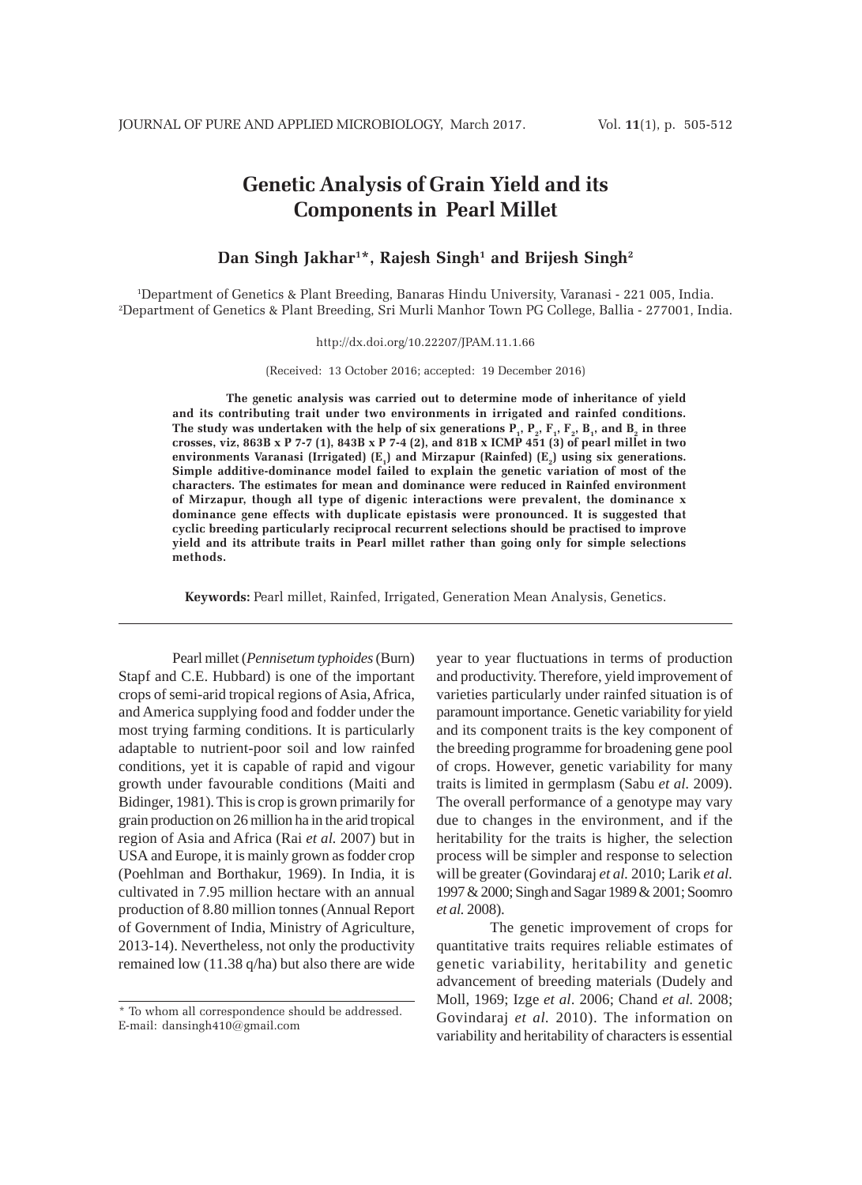# Genetic Analysis of Grain Yield and its Components in Pearl Millet

**Dan Singh Jakhar[1]*, Rajesh Singh[1] and Brijesh Singh[2]**

[1]Department of Genetics & Plant Breeding, Banaras Hindu University, Varanasi - 221 005, India.
[2]Department of Genetics & Plant Breeding, Sri Murli Manhor Town PG College, Ballia - 277001, India.

http://dx.doi.org/10.22207/JPAM.11.1.66

(Received: 13 October 2016; accepted: 19 December 2016)

**The genetic analysis was carried out to determine mode of inheritance of yield and its contributing trait under two environments in irrigated and rainfed conditions. The study was undertaken with the help of six generations $P_1$, $P_2$, $F_1$, $F_2$, $B_1$, and $B_2$ in three crosses, viz, 863B x P 7-7 (1), 843B x P 7-4 (2), and 81B x ICMP 451 (3) of pearl millet in two environments Varanasi (Irrigated) ($E_1$) and Mirzapur (Rainfed) ($E_2$) using six generations. Simple additive-dominance model failed to explain the genetic variation of most of the characters. The estimates for mean and dominance were reduced in Rainfed environment of Mirzapur, though all type of digenic interactions were prevalent, the dominance x dominance gene effects with duplicate epistasis were pronounced. It is suggested that cyclic breeding particularly reciprocal recurrent selections should be practised to improve yield and its attribute traits in Pearl millet rather than going only for simple selections methods.**

**Keywords:** Pearl millet, Rainfed, Irrigated, Generation Mean Analysis, Genetics.

---

Pearl millet (*Pennisetum typhoides* (Burn) Stapf and C.E. Hubbard) is one of the important crops of semi-arid tropical regions of Asia, Africa, and America supplying food and fodder under the most trying farming conditions. It is particularly adaptable to nutrient-poor soil and low rainfed conditions, yet it is capable of rapid and vigour growth under favourable conditions (Maiti and Bidinger, 1981). This is crop is grown primarily for grain production on 26 million ha in the arid tropical region of Asia and Africa (Rai *et al.* 2007) but in USA and Europe, it is mainly grown as fodder crop (Poehlman and Borthakur, 1969). In India, it is cultivated in 7.95 million hectare with an annual production of 8.80 million tonnes (Annual Report of Government of India, Ministry of Agriculture, 2013-14). Nevertheless, not only the productivity remained low (11.38 q/ha) but also there are wide year to year fluctuations in terms of production and productivity. Therefore, yield improvement of varieties particularly under rainfed situation is of paramount importance. Genetic variability for yield and its component traits is the key component of the breeding programme for broadening gene pool of crops. However, genetic variability for many traits is limited in germplasm (Sabu *et al.* 2009). The overall performance of a genotype may vary due to changes in the environment, and if the heritability for the traits is higher, the selection process will be simpler and response to selection will be greater (Govindaraj *et al.* 2010; Larik *et al.* 1997 & 2000; Singh and Sagar 1989 & 2001; Soomro *et al.* 2008).

The genetic improvement of crops for quantitative traits requires reliable estimates of genetic variability, heritability and genetic advancement of breeding materials (Dudely and Moll, 1969; Izge *et al.* 2006; Chand *et al.* 2008; Govindaraj *et al.* 2010). The information on variability and heritability of characters is essential

* To whom all correspondence should be addressed.
E-mail: dansingh410@gmail.com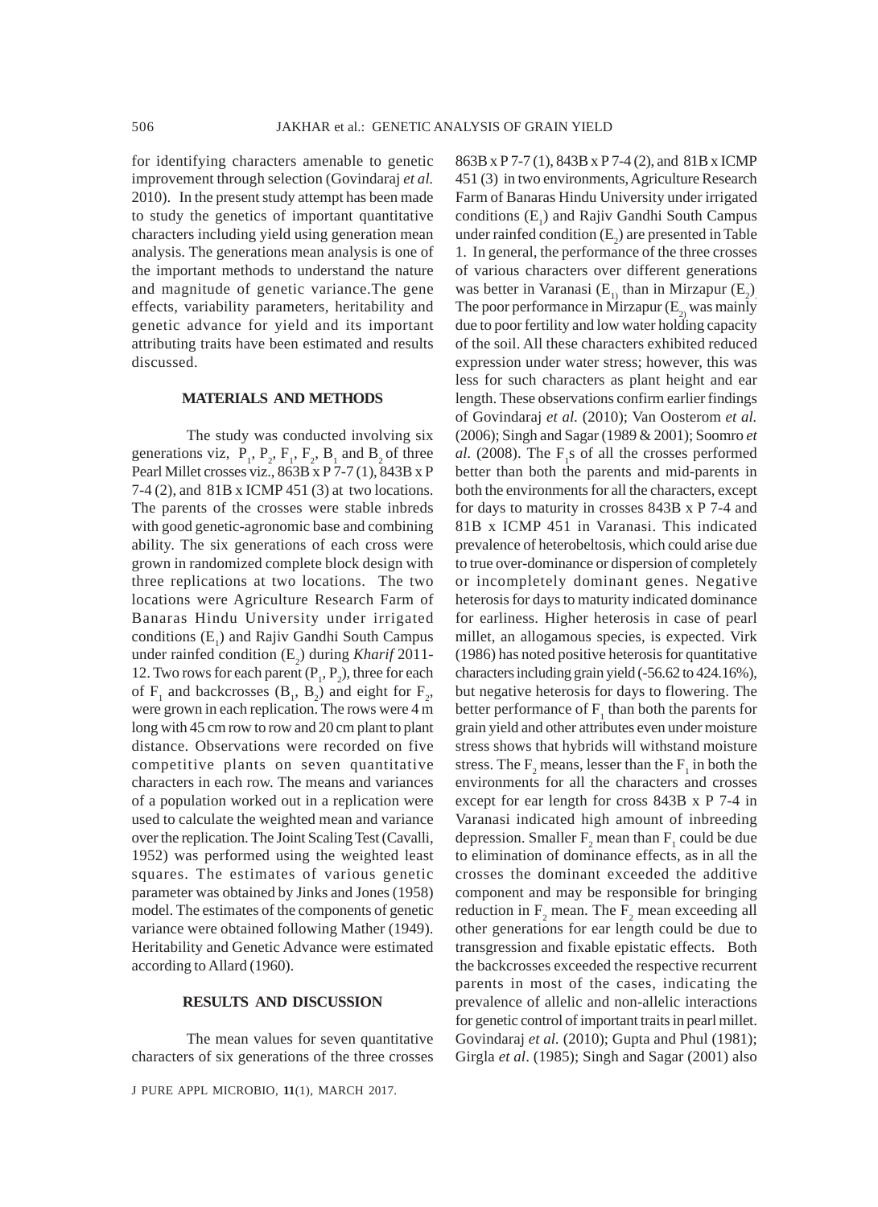for identifying characters amenable to genetic improvement through selection (Govindaraj *et al.* 2010). In the present study attempt has been made to study the genetics of important quantitative characters including yield using generation mean analysis. The generations mean analysis is one of the important methods to understand the nature and magnitude of genetic variance.The gene effects, variability parameters, heritability and genetic advance for yield and its important attributing traits have been estimated and results discussed.

## MATERIALS AND METHODS

The study was conducted involving six generations viz, $P_1$, $P_2$, $F_1$, $F_2$, $B_1$ and $B_2$ of three Pearl Millet crosses viz., 863B x P 7-7 (1), 843B x P 7-4 (2), and 81B x ICMP 451 (3) at two locations. The parents of the crosses were stable inbreds with good genetic-agronomic base and combining ability. The six generations of each cross were grown in randomized complete block design with three replications at two locations. The two locations were Agriculture Research Farm of Banaras Hindu University under irrigated conditions ($E_1$) and Rajiv Gandhi South Campus under rainfed condition ($E_2$) during *Kharif* 2011-12. Two rows for each parent ($P_1$, $P_2$), three for each of $F_1$ and backcrosses ($B_1$, $B_2$) and eight for $F_2$, were grown in each replication. The rows were 4 m long with 45 cm row to row and 20 cm plant to plant distance. Observations were recorded on five competitive plants on seven quantitative characters in each row. The means and variances of a population worked out in a replication were used to calculate the weighted mean and variance over the replication. The Joint Scaling Test (Cavalli, 1952) was performed using the weighted least squares. The estimates of various genetic parameter was obtained by Jinks and Jones (1958) model. The estimates of the components of genetic variance were obtained following Mather (1949). Heritability and Genetic Advance were estimated according to Allard (1960).

## RESULTS AND DISCUSSION

The mean values for seven quantitative characters of six generations of the three crosses 863B x P 7-7 (1), 843B x P 7-4 (2), and 81B x ICMP 451 (3) in two environments, Agriculture Research Farm of Banaras Hindu University under irrigated conditions ($E_1$) and Rajiv Gandhi South Campus under rainfed condition ($E_2$) are presented in Table 1. In general, the performance of the three crosses of various characters over different generations was better in Varanasi ($E_1$) than in Mirzapur ($E_2$). The poor performance in Mirzapur ($E_2$) was mainly due to poor fertility and low water holding capacity of the soil. All these characters exhibited reduced expression under water stress; however, this was less for such characters as plant height and ear length. These observations confirm earlier findings of Govindaraj *et al.* (2010); Van Oosterom *et al.* (2006); Singh and Sagar (1989 & 2001); Soomro *et al.* (2008). The $F_1$s of all the crosses performed better than both the parents and mid-parents in both the environments for all the characters, except for days to maturity in crosses 843B x P 7-4 and 81B x ICMP 451 in Varanasi. This indicated prevalence of heterobeltosis, which could arise due to true over-dominance or dispersion of completely or incompletely dominant genes. Negative heterosis for days to maturity indicated dominance for earliness. Higher heterosis in case of pearl millet, an allogamous species, is expected. Virk (1986) has noted positive heterosis for quantitative characters including grain yield (-56.62 to 424.16%), but negative heterosis for days to flowering. The better performance of $F_1$ than both the parents for grain yield and other attributes even under moisture stress shows that hybrids will withstand moisture stress. The $F_2$ means, lesser than the $F_1$ in both the environments for all the characters and crosses except for ear length for cross 843B x P 7-4 in Varanasi indicated high amount of inbreeding depression. Smaller $F_2$ mean than $F_1$ could be due to elimination of dominance effects, as in all the crosses the dominant exceeded the additive component and may be responsible for bringing reduction in $F_2$ mean. The $F_2$ mean exceeding all other generations for ear length could be due to transgression and fixable epistatic effects. Both the backcrosses exceeded the respective recurrent parents in most of the cases, indicating the prevalence of allelic and non-allelic interactions for genetic control of important traits in pearl millet. Govindaraj *et al.* (2010); Gupta and Phul (1981); Girgla *et al*. (1985); Singh and Sagar (2001) also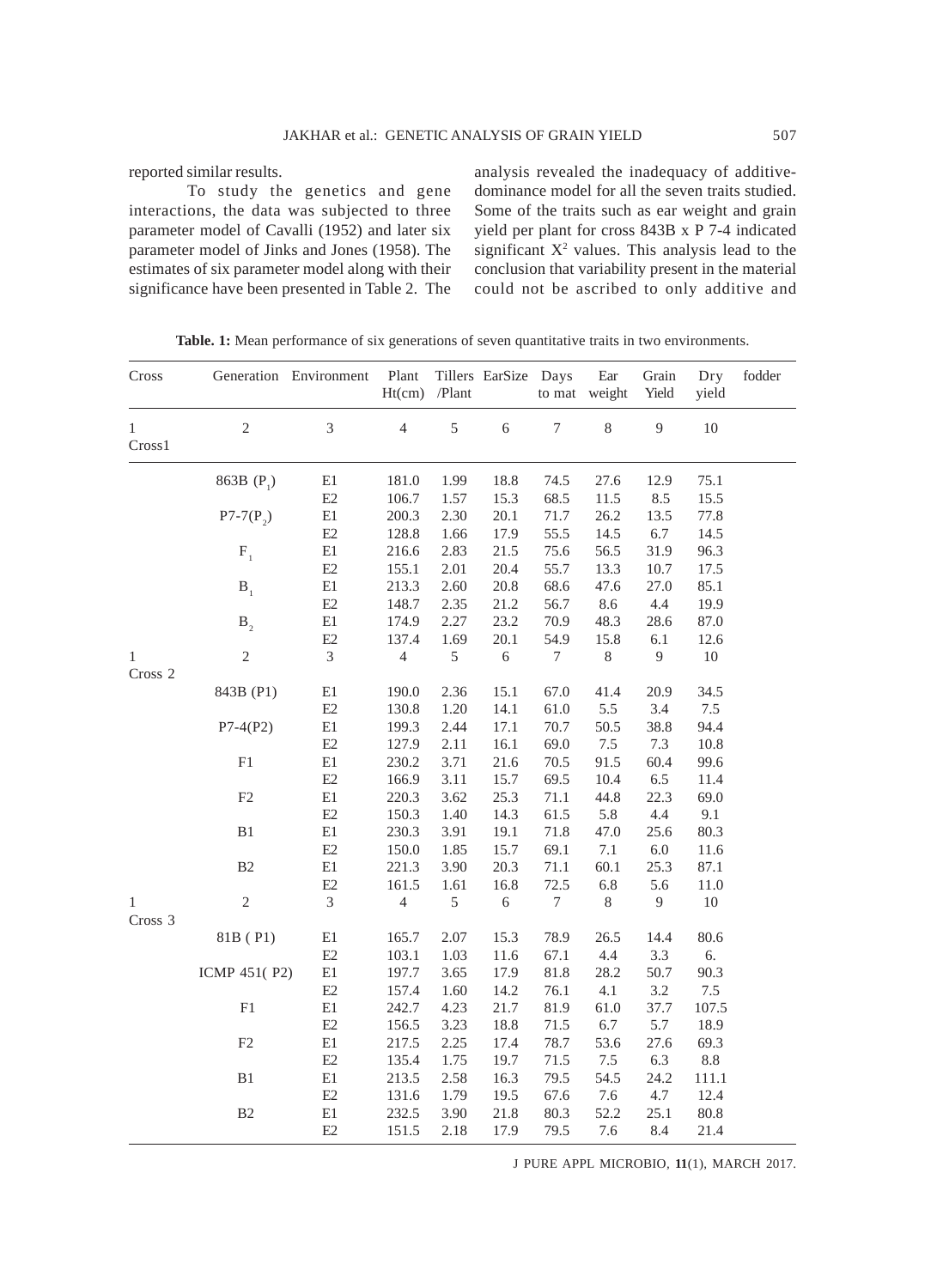reported similar results.

To study the genetics and gene interactions, the data was subjected to three parameter model of Cavalli (1952) and later six parameter model of Jinks and Jones (1958). The estimates of six parameter model along with their significance have been presented in Table 2. The analysis revealed the inadequacy of additive-dominance model for all the seven traits studied. Some of the traits such as ear weight and grain yield per plant for cross 843B x P 7-4 indicated significant $X^2$ values. This analysis lead to the conclusion that variability present in the material could not be ascribed to only additive and

**Table. 1:** Mean performance of six generations of seven quantitative traits in two environments.

| Cross | Generation | Environment | Plant Ht(cm) | Tillers /Plant | EarSize | Days to mat | Ear weight | Grain Yield | Dry yield | fodder |
|---|---|---|---|---|---|---|---|---|---|---|
| 1 Cross1 | 2 | 3 | 4 | 5 | 6 | 7 | 8 | 9 | 10 | |
| | 863B ($P_1$) | E1 | 181.0 | 1.99 | 18.8 | 74.5 | 27.6 | 12.9 | 75.1 | |
| | | E2 | 106.7 | 1.57 | 15.3 | 68.5 | 11.5 | 8.5 | 15.5 | |
| | P7-7($P_2$) | E1 | 200.3 | 2.30 | 20.1 | 71.7 | 26.2 | 13.5 | 77.8 | |
| | | E2 | 128.8 | 1.66 | 17.9 | 55.5 | 14.5 | 6.7 | 14.5 | |
| | $F_1$ | E1 | 216.6 | 2.83 | 21.5 | 75.6 | 56.5 | 31.9 | 96.3 | |
| | | E2 | 155.1 | 2.01 | 20.4 | 55.7 | 13.3 | 10.7 | 17.5 | |
| | $B_1$ | E1 | 213.3 | 2.60 | 20.8 | 68.6 | 47.6 | 27.0 | 85.1 | |
| | | E2 | 148.7 | 2.35 | 21.2 | 56.7 | 8.6 | 4.4 | 19.9 | |
| | $B_2$ | E1 | 174.9 | 2.27 | 23.2 | 70.9 | 48.3 | 28.6 | 87.0 | |
| | | E2 | 137.4 | 1.69 | 20.1 | 54.9 | 15.8 | 6.1 | 12.6 | |
| 1 Cross 2 | 2 | 3 | 4 | 5 | 6 | 7 | 8 | 9 | 10 | |
| | 843B (P1) | E1 | 190.0 | 2.36 | 15.1 | 67.0 | 41.4 | 20.9 | 34.5 | |
| | | E2 | 130.8 | 1.20 | 14.1 | 61.0 | 5.5 | 3.4 | 7.5 | |
| | P7-4(P2) | E1 | 199.3 | 2.44 | 17.1 | 70.7 | 50.5 | 38.8 | 94.4 | |
| | | E2 | 127.9 | 2.11 | 16.1 | 69.0 | 7.5 | 7.3 | 10.8 | |
| | F1 | E1 | 230.2 | 3.71 | 21.6 | 70.5 | 91.5 | 60.4 | 99.6 | |
| | | E2 | 166.9 | 3.11 | 15.7 | 69.5 | 10.4 | 6.5 | 11.4 | |
| | F2 | E1 | 220.3 | 3.62 | 25.3 | 71.1 | 44.8 | 22.3 | 69.0 | |
| | | E2 | 150.3 | 1.40 | 14.3 | 61.5 | 5.8 | 4.4 | 9.1 | |
| | B1 | E1 | 230.3 | 3.91 | 19.1 | 71.8 | 47.0 | 25.6 | 80.3 | |
| | | E2 | 150.0 | 1.85 | 15.7 | 69.1 | 7.1 | 6.0 | 11.6 | |
| | B2 | E1 | 221.3 | 3.90 | 20.3 | 71.1 | 60.1 | 25.3 | 87.1 | |
| | | E2 | 161.5 | 1.61 | 16.8 | 72.5 | 6.8 | 5.6 | 11.0 | |
| 1 Cross 3 | 2 | 3 | 4 | 5 | 6 | 7 | 8 | 9 | 10 | |
| | 81B ( P1) | E1 | 165.7 | 2.07 | 15.3 | 78.9 | 26.5 | 14.4 | 80.6 | |
| | | E2 | 103.1 | 1.03 | 11.6 | 67.1 | 4.4 | 3.3 | 6. | |
| | ICMP 451( P2) | E1 | 197.7 | 3.65 | 17.9 | 81.8 | 28.2 | 50.7 | 90.3 | |
| | | E2 | 157.4 | 1.60 | 14.2 | 76.1 | 4.1 | 3.2 | 7.5 | |
| | F1 | E1 | 242.7 | 4.23 | 21.7 | 81.9 | 61.0 | 37.7 | 107.5 | |
| | | E2 | 156.5 | 3.23 | 18.8 | 71.5 | 6.7 | 5.7 | 18.9 | |
| | F2 | E1 | 217.5 | 2.25 | 17.4 | 78.7 | 53.6 | 27.6 | 69.3 | |
| | | E2 | 135.4 | 1.75 | 19.7 | 71.5 | 7.5 | 6.3 | 8.8 | |
| | B1 | E1 | 213.5 | 2.58 | 16.3 | 79.5 | 54.5 | 24.2 | 111.1 | |
| | | E2 | 131.6 | 1.79 | 19.5 | 67.6 | 7.6 | 4.7 | 12.4 | |
| | B2 | E1 | 232.5 | 3.90 | 21.8 | 80.3 | 52.2 | 25.1 | 80.8 | |
| | | E2 | 151.5 | 2.18 | 17.9 | 79.5 | 7.6 | 8.4 | 21.4 | |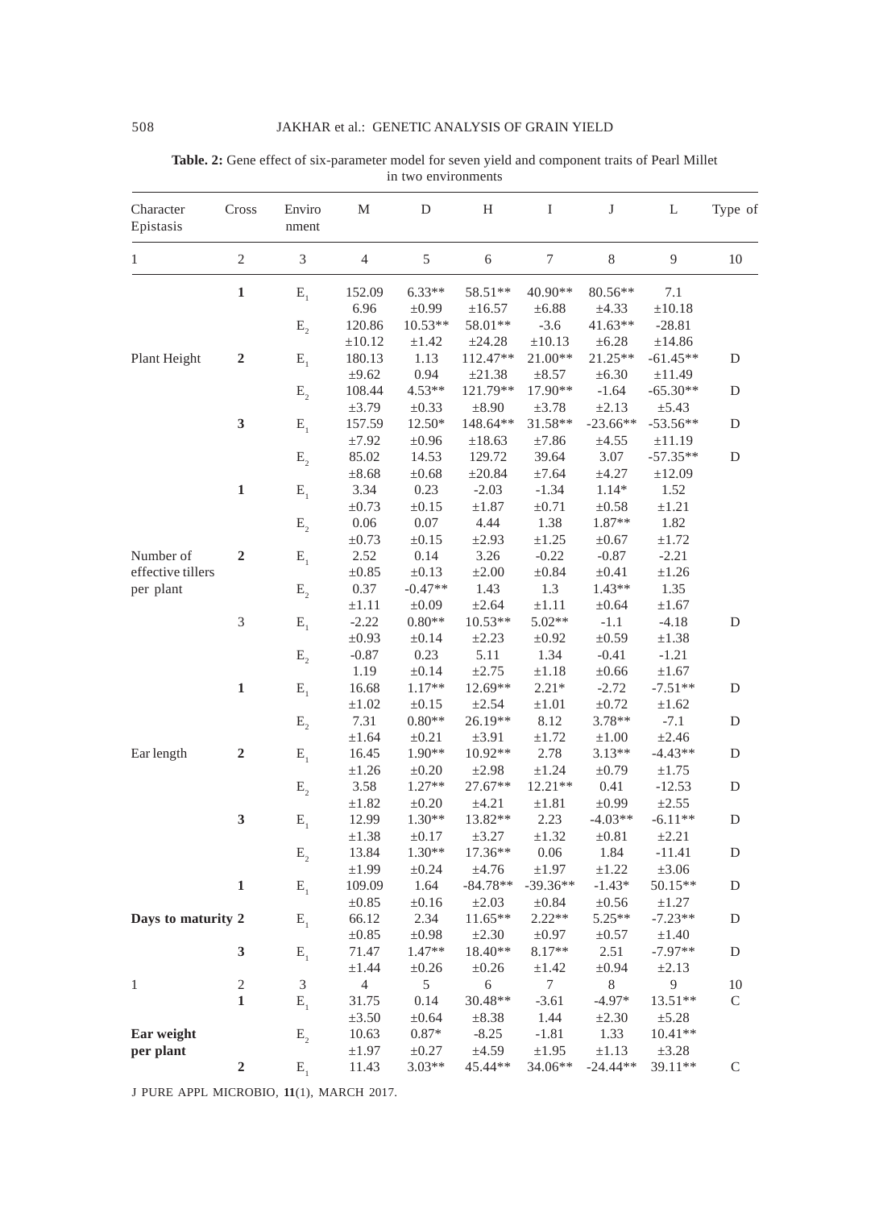**Table. 2:** Gene effect of six-parameter model for seven yield and component traits of Pearl Millet in two environments

| Character Epistasis | Cross | Environment | M | D | H | I | J | L | Type of |
|---|---|---|---|---|---|---|---|---|---|
| 1 | 2 | 3 | 4 | 5 | 6 | 7 | 8 | 9 | 10 |
| | **1** | $E_1$ | 152.09 | 6.33** | 58.51** | 40.90** | 80.56** | 7.1 | |
| | | | 6.96 | ±0.99 | ±16.57 | ±6.88 | ±4.33 | ±10.18 | |
| | | $E_2$ | 120.86 | 10.53** | 58.01** | -3.6 | 41.63** | -28.81 | |
| | | | ±10.12 | ±1.42 | ±24.28 | ±10.13 | ±6.28 | ±14.86 | |
| Plant Height | **2** | $E_1$ | 180.13 | 1.13 | 112.47** | 21.00** | 21.25** | -61.45** | D |
| | | | ±9.62 | 0.94 | ±21.38 | ±8.57 | ±6.30 | ±11.49 | |
| | | $E_2$ | 108.44 | 4.53** | 121.79** | 17.90** | -1.64 | -65.30** | D |
| | | | ±3.79 | ±0.33 | ±8.90 | ±3.78 | ±2.13 | ±5.43 | |
| | **3** | $E_1$ | 157.59 | 12.50* | 148.64** | 31.58** | -23.66** | -53.56** | D |
| | | | ±7.92 | ±0.96 | ±18.63 | ±7.86 | ±4.55 | ±11.19 | |
| | | $E_2$ | 85.02 | 14.53 | 129.72 | 39.64 | 3.07 | -57.35** | D |
| | | | ±8.68 | ±0.68 | ±20.84 | ±7.64 | ±4.27 | ±12.09 | |
| | **1** | $E_1$ | 3.34 | 0.23 | -2.03 | -1.34 | 1.14* | 1.52 | |
| | | | ±0.73 | ±0.15 | ±1.87 | ±0.71 | ±0.58 | ±1.21 | |
| | | $E_2$ | 0.06 | 0.07 | 4.44 | 1.38 | 1.87** | 1.82 | |
| | | | ±0.73 | ±0.15 | ±2.93 | ±1.25 | ±0.67 | ±1.72 | |
| Number of effective tillers | **2** | $E_1$ | 2.52 | 0.14 | 3.26 | -0.22 | -0.87 | -2.21 | |
| | | | ±0.85 | ±0.13 | ±2.00 | ±0.84 | ±0.41 | ±1.26 | |
| per plant | | $E_2$ | 0.37 | -0.47** | 1.43 | 1.3 | 1.43** | 1.35 | |
| | | | ±1.11 | ±0.09 | ±2.64 | ±1.11 | ±0.64 | ±1.67 | |
| | 3 | $E_1$ | -2.22 | 0.80** | 10.53** | 5.02** | -1.1 | -4.18 | D |
| | | | ±0.93 | ±0.14 | ±2.23 | ±0.92 | ±0.59 | ±1.38 | |
| | | $E_2$ | -0.87 | 0.23 | 5.11 | 1.34 | -0.41 | -1.21 | |
| | | | 1.19 | ±0.14 | ±2.75 | ±1.18 | ±0.66 | ±1.67 | |
| | **1** | $E_1$ | 16.68 | 1.17** | 12.69** | 2.21* | -2.72 | -7.51** | D |
| | | | ±1.02 | ±0.15 | ±2.54 | ±1.01 | ±0.72 | ±1.62 | |
| | | $E_2$ | 7.31 | 0.80** | 26.19** | 8.12 | 3.78** | -7.1 | D |
| | | | ±1.64 | ±0.21 | ±3.91 | ±1.72 | ±1.00 | ±2.46 | |
| Ear length | **2** | $E_1$ | 16.45 | 1.90** | 10.92** | 2.78 | 3.13** | -4.43** | D |
| | | | ±1.26 | ±0.20 | ±2.98 | ±1.24 | ±0.79 | ±1.75 | |
| | | $E_2$ | 3.58 | 1.27** | 27.67** | 12.21** | 0.41 | -12.53 | D |
| | | | ±1.82 | ±0.20 | ±4.21 | ±1.81 | ±0.99 | ±2.55 | |
| | **3** | $E_1$ | 12.99 | 1.30** | 13.82** | 2.23 | -4.03** | -6.11** | D |
| | | | ±1.38 | ±0.17 | ±3.27 | ±1.32 | ±0.81 | ±2.21 | |
| | | $E_2$ | 13.84 | 1.30** | 17.36** | 0.06 | 1.84 | -11.41 | D |
| | | | ±1.99 | ±0.24 | ±4.76 | ±1.97 | ±1.22 | ±3.06 | |
| | **1** | $E_1$ | 109.09 | 1.64 | -84.78** | -39.36** | -1.43* | 50.15** | D |
| | | | ±0.85 | ±0.16 | ±2.03 | ±0.84 | ±0.56 | ±1.27 | |
| **Days to maturity** | **2** | $E_1$ | 66.12 | 2.34 | 11.65** | 2.22** | 5.25** | -7.23** | D |
| | | | ±0.85 | ±0.98 | ±2.30 | ±0.97 | ±0.57 | ±1.40 | |
| | **3** | $E_1$ | 71.47 | 1.47** | 18.40** | 8.17** | 2.51 | -7.97** | D |
| | | | ±1.44 | ±0.26 | ±0.26 | ±1.42 | ±0.94 | ±2.13 | |
| 1 | 2 | 3 | 4 | 5 | 6 | 7 | 8 | 9 | 10 |
| | **1** | $E_1$ | 31.75 | 0.14 | 30.48** | -3.61 | -4.97* | 13.51** | C |
| | | | ±3.50 | ±0.64 | ±8.38 | 1.44 | ±2.30 | ±5.28 | |
| **Ear weight** | | $E_2$ | 10.63 | 0.87* | -8.25 | -1.81 | 1.33 | 10.41** | |
| **per plant** | | | ±1.97 | ±0.27 | ±4.59 | ±1.95 | ±1.13 | ±3.28 | |
| | **2** | $E_1$ | 11.43 | 3.03** | 45.44** | 34.06** | -24.44** | 39.11** | C |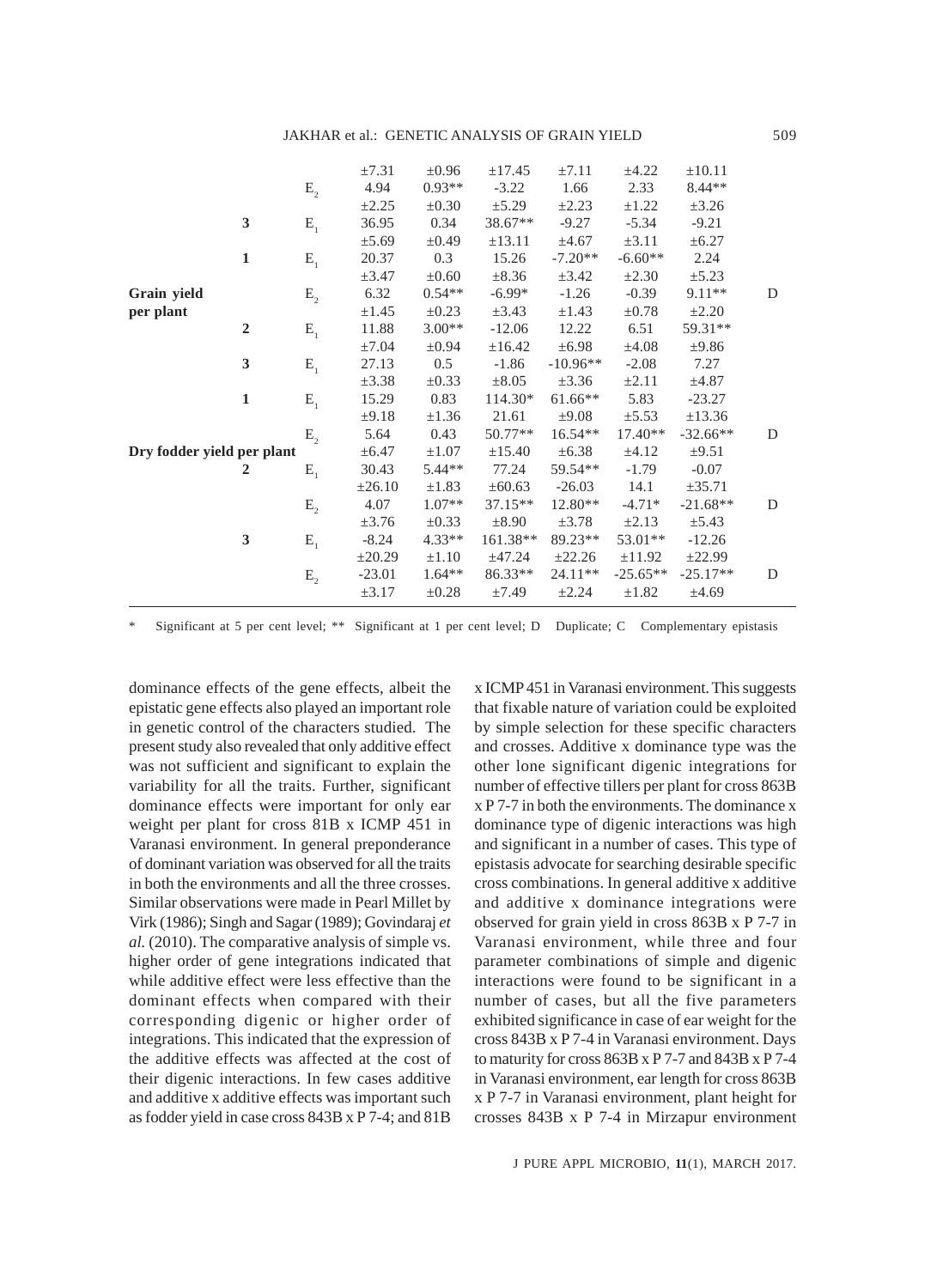| Character | Cross | Env. | m | d | h | i | j | l | Epistasis |
|---|---|---|---|---|---|---|---|---|---|
| | | | ±7.31 | ±0.96 | ±17.45 | ±7.11 | ±4.22 | ±10.11 | |
| | | $E_2$ | 4.94 | 0.93** | -3.22 | 1.66 | 2.33 | 8.44** | |
| | | | ±2.25 | ±0.30 | ±5.29 | ±2.23 | ±1.22 | ±3.26 | |
| | 3 | $E_1$ | 36.95 | 0.34 | 38.67** | -9.27 | -5.34 | -9.21 | |
| | | | ±5.69 | ±0.49 | ±13.11 | ±4.67 | ±3.11 | ±6.27 | |
| | 1 | $E_1$ | 20.37 | 0.3 | 15.26 | -7.20** | -6.60** | 2.24 | |
| | | | ±3.47 | ±0.60 | ±8.36 | ±3.42 | ±2.30 | ±5.23 | |
| **Grain yield per plant** | | $E_2$ | 6.32 | 0.54** | -6.99* | -1.26 | -0.39 | 9.11** | D |
| | | | ±1.45 | ±0.23 | ±3.43 | ±1.43 | ±0.78 | ±2.20 | |
| | 2 | $E_1$ | 11.88 | 3.00** | -12.06 | 12.22 | 6.51 | 59.31** | |
| | | | ±7.04 | ±0.94 | ±16.42 | ±6.98 | ±4.08 | ±9.86 | |
| | 3 | $E_1$ | 27.13 | 0.5 | -1.86 | -10.96** | -2.08 | 7.27 | |
| | | | ±3.38 | ±0.33 | ±8.05 | ±3.36 | ±2.11 | ±4.87 | |
| | 1 | $E_1$ | 15.29 | 0.83 | 114.30* | 61.66** | 5.83 | -23.27 | |
| | | | ±9.18 | ±1.36 | 21.61 | ±9.08 | ±5.53 | ±13.36 | |
| | | $E_2$ | 5.64 | 0.43 | 50.77** | 16.54** | 17.40** | -32.66** | D |
| **Dry fodder yield per plant** | | | ±6.47 | ±1.07 | ±15.40 | ±6.38 | ±4.12 | ±9.51 | |
| | 2 | $E_1$ | 30.43 | 5.44** | 77.24 | 59.54** | -1.79 | -0.07 | |
| | | | ±26.10 | ±1.83 | ±60.63 | -26.03 | 14.1 | ±35.71 | |
| | | $E_2$ | 4.07 | 1.07** | 37.15** | 12.80** | -4.71* | -21.68** | D |
| | | | ±3.76 | ±0.33 | ±8.90 | ±3.78 | ±2.13 | ±5.43 | |
| | 3 | $E_1$ | -8.24 | 4.33** | 161.38** | 89.23** | 53.01** | -12.26 | |
| | | | ±20.29 | ±1.10 | ±47.24 | ±22.26 | ±11.92 | ±22.99 | |
| | | $E_2$ | -23.01 | 1.64** | 86.33** | 24.11** | -25.65** | -25.17** | D |
| | | | ±3.17 | ±0.28 | ±7.49 | ±2.24 | ±1.82 | ±4.69 | |

\* Significant at 5 per cent level; ** Significant at 1 per cent level; D Duplicate; C Complementary epistasis

dominance effects of the gene effects, albeit the epistatic gene effects also played an important role in genetic control of the characters studied. The present study also revealed that only additive effect was not sufficient and significant to explain the variability for all the traits. Further, significant dominance effects were important for only ear weight per plant for cross 81B x ICMP 451 in Varanasi environment. In general preponderance of dominant variation was observed for all the traits in both the environments and all the three crosses. Similar observations were made in Pearl Millet by Virk (1986); Singh and Sagar (1989); Govindaraj *et al.* (2010). The comparative analysis of simple vs. higher order of gene integrations indicated that while additive effect were less effective than the dominant effects when compared with their corresponding digenic or higher order of integrations. This indicated that the expression of the additive effects was affected at the cost of their digenic interactions. In few cases additive and additive x additive effects was important such as fodder yield in case cross 843B x P 7-4; and 81B x ICMP 451 in Varanasi environment. This suggests that fixable nature of variation could be exploited by simple selection for these specific characters and crosses. Additive x dominance type was the other lone significant digenic integrations for number of effective tillers per plant for cross 863B x P 7-7 in both the environments. The dominance x dominance type of digenic interactions was high and significant in a number of cases. This type of epistasis advocate for searching desirable specific cross combinations. In general additive x additive and additive x dominance integrations were observed for grain yield in cross 863B x P 7-7 in Varanasi environment, while three and four parameter combinations of simple and digenic interactions were found to be significant in a number of cases, but all the five parameters exhibited significance in case of ear weight for the cross 843B x P 7-4 in Varanasi environment. Days to maturity for cross 863B x P 7-7 and 843B x P 7-4 in Varanasi environment, ear length for cross 863B x P 7-7 in Varanasi environment, plant height for crosses 843B x P 7-4 in Mirzapur environment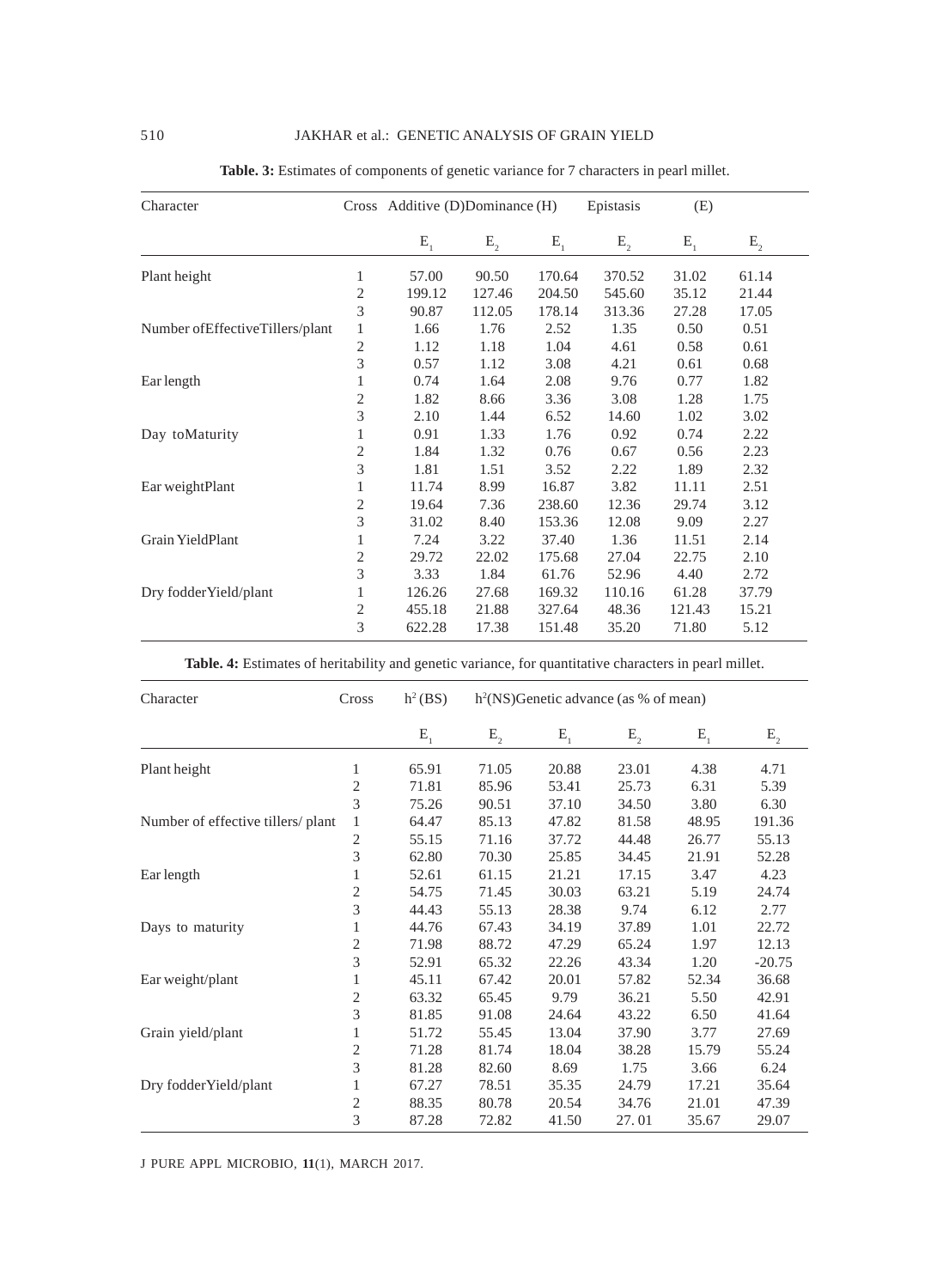**Table. 3:** Estimates of components of genetic variance for 7 characters in pearl millet.

| Character | Cross | Additive (D) | | Dominance (H) | | Epistasis (E) | |
|---|---|---|---|---|---|---|---|
| | | $E_1$ | $E_2$ | $E_1$ | $E_2$ | $E_1$ | $E_2$ |
| Plant height | 1 | 57.00 | 90.50 | 170.64 | 370.52 | 31.02 | 61.14 |
| | 2 | 199.12 | 127.46 | 204.50 | 545.60 | 35.12 | 21.44 |
| | 3 | 90.87 | 112.05 | 178.14 | 313.36 | 27.28 | 17.05 |
| Number ofEffectiveTillers/plant | 1 | 1.66 | 1.76 | 2.52 | 1.35 | 0.50 | 0.51 |
| | 2 | 1.12 | 1.18 | 1.04 | 4.61 | 0.58 | 0.61 |
| | 3 | 0.57 | 1.12 | 3.08 | 4.21 | 0.61 | 0.68 |
| Ear length | 1 | 0.74 | 1.64 | 2.08 | 9.76 | 0.77 | 1.82 |
| | 2 | 1.82 | 8.66 | 3.36 | 3.08 | 1.28 | 1.75 |
| | 3 | 2.10 | 1.44 | 6.52 | 14.60 | 1.02 | 3.02 |
| Day toMaturity | 1 | 0.91 | 1.33 | 1.76 | 0.92 | 0.74 | 2.22 |
| | 2 | 1.84 | 1.32 | 0.76 | 0.67 | 0.56 | 2.23 |
| | 3 | 1.81 | 1.51 | 3.52 | 2.22 | 1.89 | 2.32 |
| Ear weightPlant | 1 | 11.74 | 8.99 | 16.87 | 3.82 | 11.11 | 2.51 |
| | 2 | 19.64 | 7.36 | 238.60 | 12.36 | 29.74 | 3.12 |
| | 3 | 31.02 | 8.40 | 153.36 | 12.08 | 9.09 | 2.27 |
| Grain YieldPlant | 1 | 7.24 | 3.22 | 37.40 | 1.36 | 11.51 | 2.14 |
| | 2 | 29.72 | 22.02 | 175.68 | 27.04 | 22.75 | 2.10 |
| | 3 | 3.33 | 1.84 | 61.76 | 52.96 | 4.40 | 2.72 |
| Dry fodderYield/plant | 1 | 126.26 | 27.68 | 169.32 | 110.16 | 61.28 | 37.79 |
| | 2 | 455.18 | 21.88 | 327.64 | 48.36 | 121.43 | 15.21 |
| | 3 | 622.28 | 17.38 | 151.48 | 35.20 | 71.80 | 5.12 |

**Table. 4:** Estimates of heritability and genetic variance, for quantitative characters in pearl millet.

| Character | Cross | $h^2$ (BS) | | $h^2$(NS) | | Genetic advance (as % of mean) | |
|---|---|---|---|---|---|---|---|
| | | $E_1$ | $E_2$ | $E_1$ | $E_2$ | $E_1$ | $E_2$ |
| Plant height | 1 | 65.91 | 71.05 | 20.88 | 23.01 | 4.38 | 4.71 |
| | 2 | 71.81 | 85.96 | 53.41 | 25.73 | 6.31 | 5.39 |
| | 3 | 75.26 | 90.51 | 37.10 | 34.50 | 3.80 | 6.30 |
| Number of effective tillers/ plant | 1 | 64.47 | 85.13 | 47.82 | 81.58 | 48.95 | 191.36 |
| | 2 | 55.15 | 71.16 | 37.72 | 44.48 | 26.77 | 55.13 |
| | 3 | 62.80 | 70.30 | 25.85 | 34.45 | 21.91 | 52.28 |
| Ear length | 1 | 52.61 | 61.15 | 21.21 | 17.15 | 3.47 | 4.23 |
| | 2 | 54.75 | 71.45 | 30.03 | 63.21 | 5.19 | 24.74 |
| | 3 | 44.43 | 55.13 | 28.38 | 9.74 | 6.12 | 2.77 |
| Days to maturity | 1 | 44.76 | 67.43 | 34.19 | 37.89 | 1.01 | 22.72 |
| | 2 | 71.98 | 88.72 | 47.29 | 65.24 | 1.97 | 12.13 |
| | 3 | 52.91 | 65.32 | 22.26 | 43.34 | 1.20 | -20.75 |
| Ear weight/plant | 1 | 45.11 | 67.42 | 20.01 | 57.82 | 52.34 | 36.68 |
| | 2 | 63.32 | 65.45 | 9.79 | 36.21 | 5.50 | 42.91 |
| | 3 | 81.85 | 91.08 | 24.64 | 43.22 | 6.50 | 41.64 |
| Grain yield/plant | 1 | 51.72 | 55.45 | 13.04 | 37.90 | 3.77 | 27.69 |
| | 2 | 71.28 | 81.74 | 18.04 | 38.28 | 15.79 | 55.24 |
| | 3 | 81.28 | 82.60 | 8.69 | 1.75 | 3.66 | 6.24 |
| Dry fodderYield/plant | 1 | 67.27 | 78.51 | 35.35 | 24.79 | 17.21 | 35.64 |
| | 2 | 88.35 | 80.78 | 20.54 | 34.76 | 21.01 | 47.39 |
| | 3 | 87.28 | 72.82 | 41.50 | 27. 01 | 35.67 | 29.07 |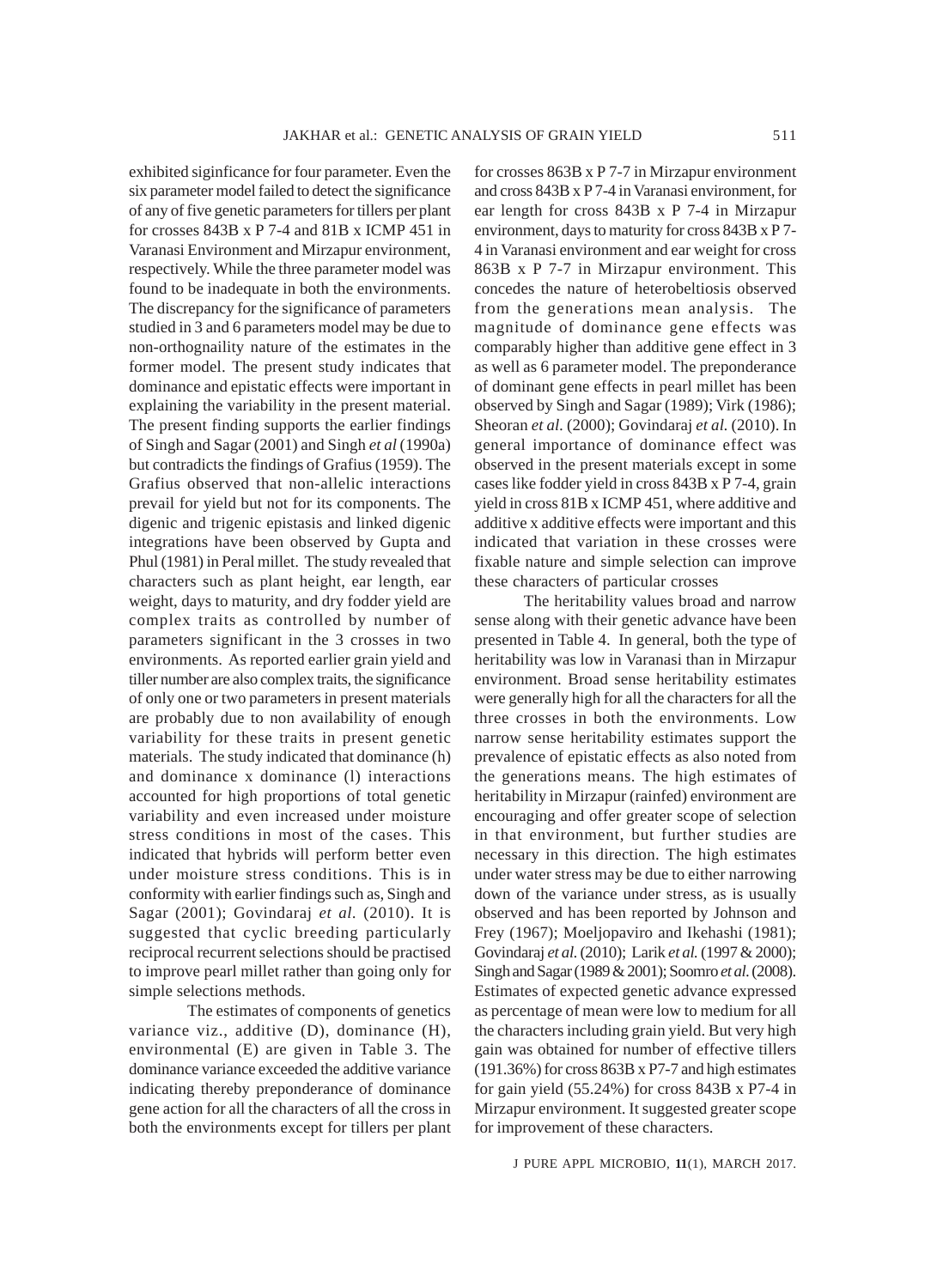exhibited siginficance for four parameter. Even the six parameter model failed to detect the significance of any of five genetic parameters for tillers per plant for crosses 843B x P 7-4 and 81B x ICMP 451 in Varanasi Environment and Mirzapur environment, respectively. While the three parameter model was found to be inadequate in both the environments. The discrepancy for the significance of parameters studied in 3 and 6 parameters model may be due to non-orthognaility nature of the estimates in the former model. The present study indicates that dominance and epistatic effects were important in explaining the variability in the present material. The present finding supports the earlier findings of Singh and Sagar (2001) and Singh *et al* (1990a) but contradicts the findings of Grafius (1959). The Grafius observed that non-allelic interactions prevail for yield but not for its components. The digenic and trigenic epistasis and linked digenic integrations have been observed by Gupta and Phul (1981) in Peral millet. The study revealed that characters such as plant height, ear length, ear weight, days to maturity, and dry fodder yield are complex traits as controlled by number of parameters significant in the 3 crosses in two environments. As reported earlier grain yield and tiller number are also complex traits, the significance of only one or two parameters in present materials are probably due to non availability of enough variability for these traits in present genetic materials. The study indicated that dominance (h) and dominance x dominance (l) interactions accounted for high proportions of total genetic variability and even increased under moisture stress conditions in most of the cases. This indicated that hybrids will perform better even under moisture stress conditions. This is in conformity with earlier findings such as, Singh and Sagar (2001); Govindaraj *et al.* (2010). It is suggested that cyclic breeding particularly reciprocal recurrent selections should be practised to improve pearl millet rather than going only for simple selections methods.

The estimates of components of genetics variance viz., additive (D), dominance (H), environmental (E) are given in Table 3. The dominance variance exceeded the additive variance indicating thereby preponderance of dominance gene action for all the characters of all the cross in both the environments except for tillers per plant for crosses 863B x P 7-7 in Mirzapur environment and cross 843B x P 7-4 in Varanasi environment, for ear length for cross 843B x P 7-4 in Mirzapur environment, days to maturity for cross 843B x P 7-4 in Varanasi environment and ear weight for cross 863B x P 7-7 in Mirzapur environment. This concedes the nature of heterobeltiosis observed from the generations mean analysis. The magnitude of dominance gene effects was comparably higher than additive gene effect in 3 as well as 6 parameter model. The preponderance of dominant gene effects in pearl millet has been observed by Singh and Sagar (1989); Virk (1986); Sheoran *et al.* (2000); Govindaraj *et al.* (2010). In general importance of dominance effect was observed in the present materials except in some cases like fodder yield in cross 843B x P 7-4, grain yield in cross 81B x ICMP 451, where additive and additive x additive effects were important and this indicated that variation in these crosses were fixable nature and simple selection can improve these characters of particular crosses

The heritability values broad and narrow sense along with their genetic advance have been presented in Table 4. In general, both the type of heritability was low in Varanasi than in Mirzapur environment. Broad sense heritability estimates were generally high for all the characters for all the three crosses in both the environments. Low narrow sense heritability estimates support the prevalence of epistatic effects as also noted from the generations means. The high estimates of heritability in Mirzapur (rainfed) environment are encouraging and offer greater scope of selection in that environment, but further studies are necessary in this direction. The high estimates under water stress may be due to either narrowing down of the variance under stress, as is usually observed and has been reported by Johnson and Frey (1967); Moeljopaviro and Ikehashi (1981); Govindaraj *et al.* (2010); Larik *et al.* (1997 & 2000); Singh and Sagar (1989 & 2001); Soomro *et al.* (2008). Estimates of expected genetic advance expressed as percentage of mean were low to medium for all the characters including grain yield. But very high gain was obtained for number of effective tillers (191.36%) for cross 863B x P7-7 and high estimates for gain yield (55.24%) for cross 843B x P7-4 in Mirzapur environment. It suggested greater scope for improvement of these characters.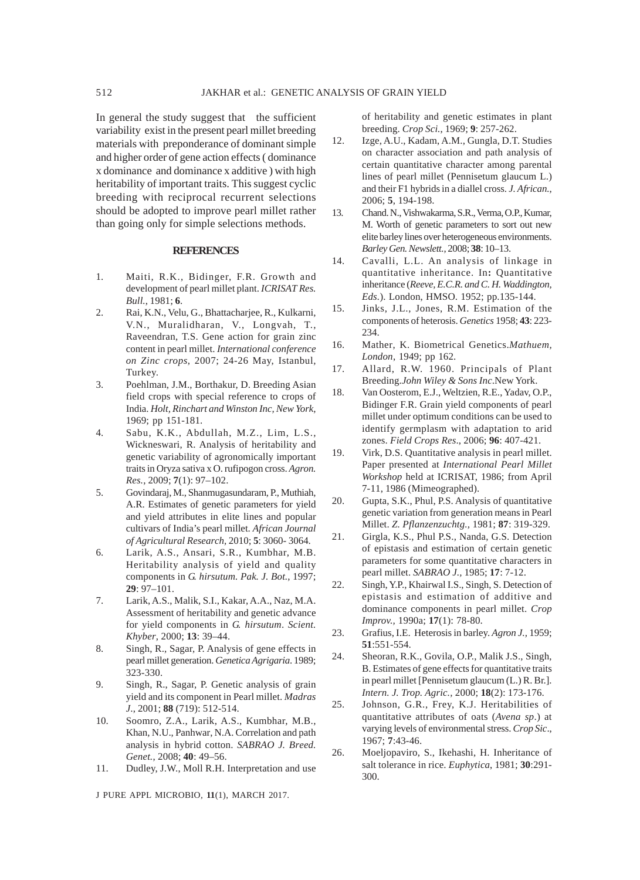In general the study suggest that the sufficient variability exist in the present pearl millet breeding materials with preponderance of dominant simple and higher order of gene action effects ( dominance x dominance and dominance x additive ) with high heritability of important traits. This suggest cyclic breeding with reciprocal recurrent selections should be adopted to improve pearl millet rather than going only for simple selections methods.

## REFERENCES

1. Maiti, R.K., Bidinger, F.R. Growth and development of pearl millet plant. *ICRISAT Res. Bull.*, 1981; **6**.
2. Rai, K.N., Velu, G., Bhattacharjee, R., Kulkarni, V.N., Muralidharan, V., Longvah, T., Raveendran, T.S. Gene action for grain zinc content in pearl millet. *International conference on Zinc crops*, 2007; 24-26 May, Istanbul, Turkey.
3. Poehlman, J.M., Borthakur, D. Breeding Asian field crops with special reference to crops of India. *Holt, Rinchart and Winston Inc, New York*, 1969; pp 151-181.
4. Sabu, K.K., Abdullah, M.Z., Lim, L.S., Wickneswari, R. Analysis of heritability and genetic variability of agronomically important traits in Oryza sativa x O. rufipogon cross. *Agron. Res.*, 2009; **7**(1): 97–102.
5. Govindaraj, M., Shanmugasundaram, P., Muthiah, A.R. Estimates of genetic parameters for yield and yield attributes in elite lines and popular cultivars of India's pearl millet. *African Journal of Agricultural Research*, 2010; **5**: 3060- 3064.
6. Larik, A.S., Ansari, S.R., Kumbhar, M.B. Heritability analysis of yield and quality components in *G. hirsutum*. *Pak. J. Bot.*, 1997; **29**: 97–101.
7. Larik, A.S., Malik, S.I., Kakar, A.A., Naz, M.A. Assessment of heritability and genetic advance for yield components in *G. hirsutum*. *Scient. Khyber*, 2000; **13**: 39–44.
8. Singh, R., Sagar, P. Analysis of gene effects in pearl millet generation. *Genetica Agrigaria*. 1989; 323-330.
9. Singh, R., Sagar, P. Genetic analysis of grain yield and its component in Pearl millet. *Madras J.*, 2001; **88** (719): 512-514.
10. Soomro, Z.A., Larik, A.S., Kumbhar, M.B., Khan, N.U., Panhwar, N.A. Correlation and path analysis in hybrid cotton. *SABRAO J. Breed. Genet.*, 2008; **40**: 49–56.
11. Dudley, J.W., Moll R.H. Interpretation and use of heritability and genetic estimates in plant breeding. *Crop Sci.*, 1969; **9**: 257-262.
12. Izge, A.U., Kadam, A.M., Gungla, D.T. Studies on character association and path analysis of certain quantitative character among parental lines of pearl millet (Pennisetum glaucum L.) and their F1 hybrids in a diallel cross. *J. African.*, 2006; **5**, 194-198.
13. Chand. N., Vishwakarma, S.R., Verma, O.P., Kumar, M. Worth of genetic parameters to sort out new elite barley lines over heterogeneous environments. *Barley Gen. Newslett.*, 2008; **38**: 10–13.
14. Cavalli, L.L. An analysis of linkage in quantitative inheritance. In**:** Quantitative inheritance (*Reeve, E.C.R. and C. H. Waddington, Eds*.). London, HMSO. 1952; pp.135-144.
15. Jinks, J.L., Jones, R.M. Estimation of the components of heterosis. *Genetics* 1958; **43**: 223-234.
16. Mather, K. Biometrical Genetics.*Mathuem, London*, 1949; pp 162.
17. Allard, R.W. 1960. Principals of Plant Breeding.*John Wiley & Sons Inc*.New York.
18. Van Oosterom, E.J., Weltzien, R.E., Yadav, O.P., Bidinger F.R. Grain yield components of pearl millet under optimum conditions can be used to identify germplasm with adaptation to arid zones. *Field Crops Res*., 2006; **96**: 407-421.
19. Virk, D.S. Quantitative analysis in pearl millet. Paper presented at *International Pearl Millet Workshop* held at ICRISAT, 1986; from April 7-11, 1986 (Mimeographed).
20. Gupta, S.K., Phul, P.S. Analysis of quantitative genetic variation from generation means in Pearl Millet. *Z. Pflanzenzuchtg.*, 1981; **87**: 319-329.
21. Girgla, K.S., Phul P.S., Nanda, G.S. Detection of epistasis and estimation of certain genetic parameters for some quantitative characters in pearl millet. *SABRAO J.*, 1985; **17**: 7-12.
22. Singh, Y.P., Khairwal I.S., Singh, S. Detection of epistasis and estimation of additive and dominance components in pearl millet. *Crop Improv.*, 1990a; **17**(1): 78-80.
23. Grafius, I.E. Heterosis in barley. *Agron J.*, 1959; **51**:551-554.
24. Sheoran, R.K., Govila, O.P., Malik J.S., Singh, B. Estimates of gene effects for quantitative traits in pearl millet [Pennisetum glaucum (L.) R. Br.]. *Intern. J. Trop. Agric.*, 2000; **18**(2): 173-176.
25. Johnson, G.R., Frey, K.J. Heritabilities of quantitative attributes of oats (*Avena sp*.) at varying levels of environmental stress. *Crop Sic*., 1967; **7**:43-46.
26. Moeljopaviro, S., Ikehashi, H. Inheritance of salt tolerance in rice. *Euphytica*, 1981; **30**:291-300.